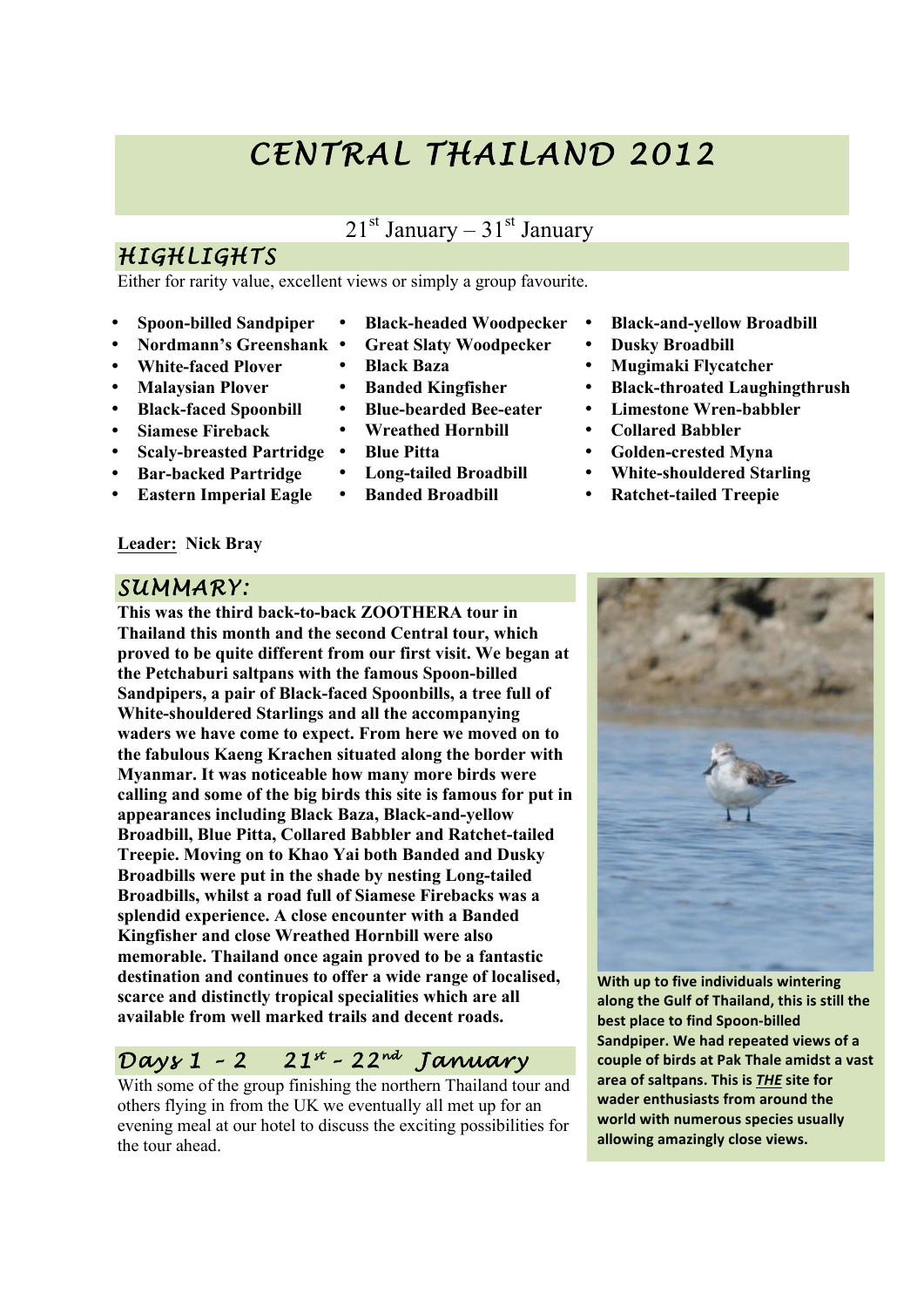# CENTRAL THAILAND 2012

21st January – 31st January

## HIGHLIGHTS

Either for rarity value, excellent views or simply a group favourite.

- **Spoon-billed Sandpiper**
- **Nordmann's Greenshank**
- **White-faced Plover**
- **Malaysian Plover**
- **Black-faced Spoonbill**
- **Siamese Fireback**
- **Scaly-breasted Partridge**
- **Bar-backed Partridge**
- **Eastern Imperial Eagle**
- **Black-headed Woodpecker**
- **Great Slaty Woodpecker**
- **Black Baza**
- **Banded Kingfisher**
- **Blue-bearded Bee-eater**
- **Wreathed Hornbill**
- **Blue Pitta**
- **Long-tailed Broadbill**
- **Banded Broadbill**
- **Black-and-yellow Broadbill**
- **Dusky Broadbill**
- **Mugimaki Flycatcher**
- **Black-throated Laughingthrush**
- **Limestone Wren-babbler**
- **Collared Babbler**
- **Golden-crested Myna**
- **White-shouldered Starling**
- **Ratchet-tailed Treepie**

**Leader:** **Nick Bray**

## SUMMARY:

**This was the third back-to-back ZOOTHERA tour in Thailand this month and the second Central tour, which proved to be quite different from our first visit. We began at the Petchaburi saltpans with the famous Spoon-billed Sandpipers, a pair of Black-faced Spoonbills, a tree full of White-shouldered Starlings and all the accompanying waders we have come to expect. From here we moved on to the fabulous Kaeng Krachen situated along the border with Myanmar. It was noticeable how many more birds were calling and some of the big birds this site is famous for put in appearances including Black Baza, Black-and-yellow Broadbill, Blue Pitta, Collared Babbler and Ratchet-tailed Treepie. Moving on to Khao Yai both Banded and Dusky Broadbills were put in the shade by nesting Long-tailed Broadbills, whilst a road full of Siamese Firebacks was a splendid experience. A close encounter with a Banded Kingfisher and close Wreathed Hornbill were also memorable. Thailand once again proved to be a fantastic destination and continues to offer a wide range of localised, scarce and distinctly tropical specialities which are all available from well marked trails and decent roads.**

**With up to five individuals wintering along the Gulf of Thailand, this is still the best place to find Spoon-billed Sandpiper. We had repeated views of a couple of birds at Pak Thale amidst a vast area of saltpans. This is *THE* site for wader enthusiasts from around the world with numerous species usually allowing amazingly close views.**

## Days 1 – 2 21st – 22nd January

With some of the group finishing the northern Thailand tour and others flying in from the UK we eventually all met up for an evening meal at our hotel to discuss the exciting possibilities for the tour ahead.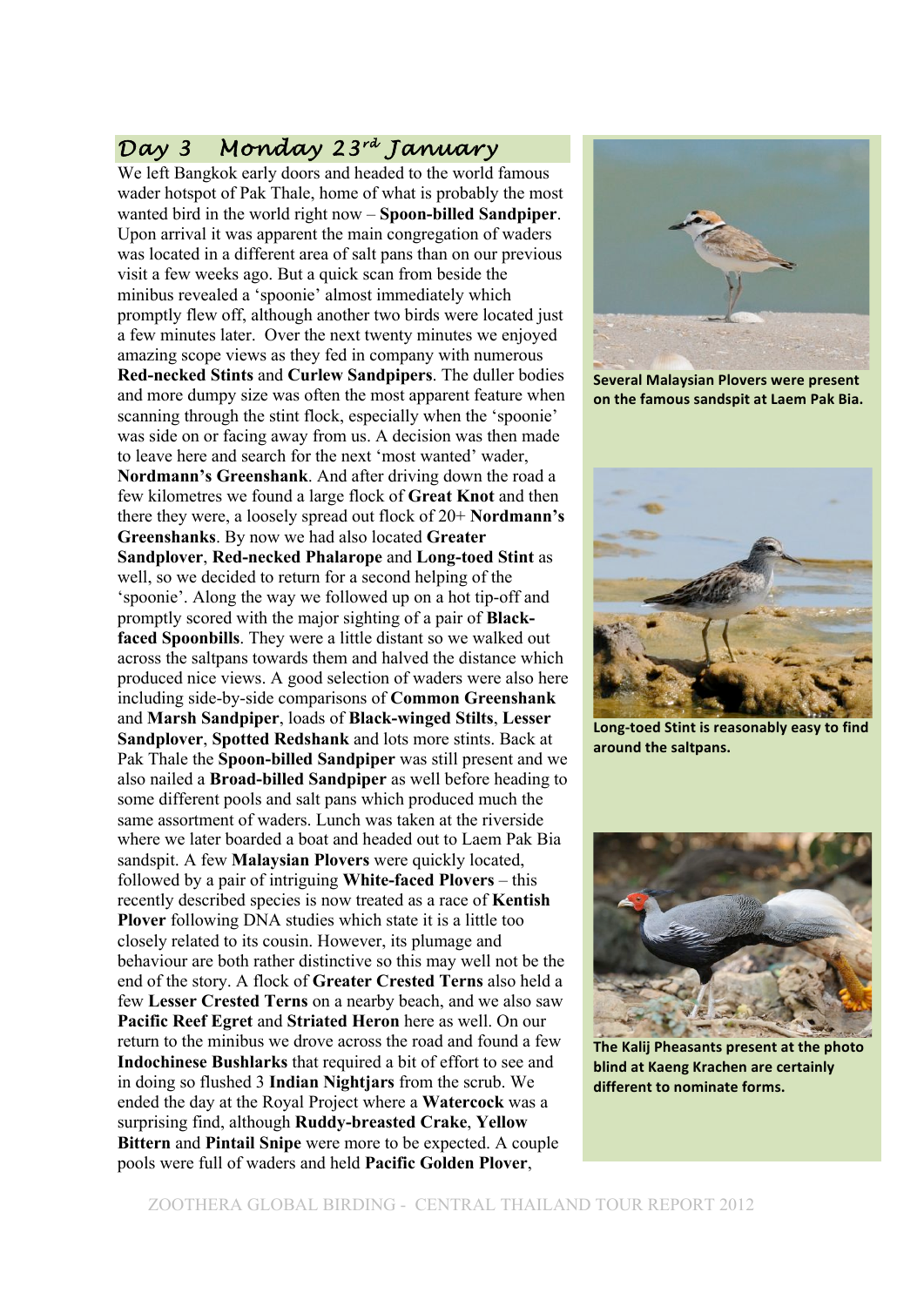## Day 3 Monday 23rd January

We left Bangkok early doors and headed to the world famous wader hotspot of Pak Thale, home of what is probably the most wanted bird in the world right now – **Spoon-billed Sandpiper**. Upon arrival it was apparent the main congregation of waders was located in a different area of salt pans than on our previous visit a few weeks ago. But a quick scan from beside the minibus revealed a 'spoonie' almost immediately which promptly flew off, although another two birds were located just a few minutes later. Over the next twenty minutes we enjoyed amazing scope views as they fed in company with numerous **Red-necked Stints** and **Curlew Sandpipers**. The duller bodies and more dumpy size was often the most apparent feature when scanning through the stint flock, especially when the 'spoonie' was side on or facing away from us. A decision was then made to leave here and search for the next 'most wanted' wader, **Nordmann's Greenshank**. And after driving down the road a few kilometres we found a large flock of **Great Knot** and then there they were, a loosely spread out flock of 20+ **Nordmann's Greenshanks**. By now we had also located **Greater Sandplover**, **Red-necked Phalarope** and **Long-toed Stint** as well, so we decided to return for a second helping of the 'spoonie'. Along the way we followed up on a hot tip-off and promptly scored with the major sighting of a pair of **Black-faced Spoonbills**. They were a little distant so we walked out across the saltpans towards them and halved the distance which produced nice views. A good selection of waders were also here including side-by-side comparisons of **Common Greenshank** and **Marsh Sandpiper**, loads of **Black-winged Stilts**, **Lesser Sandplover**, **Spotted Redshank** and lots more stints. Back at Pak Thale the **Spoon-billed Sandpiper** was still present and we also nailed a **Broad-billed Sandpiper** as well before heading to some different pools and salt pans which produced much the same assortment of waders. Lunch was taken at the riverside where we later boarded a boat and headed out to Laem Pak Bia sandspit. A few **Malaysian Plovers** were quickly located, followed by a pair of intriguing **White-faced Plovers** – this recently described species is now treated as a race of **Kentish Plover** following DNA studies which state it is a little too closely related to its cousin. However, its plumage and behaviour are both rather distinctive so this may well not be the end of the story. A flock of **Greater Crested Terns** also held a few **Lesser Crested Terns** on a nearby beach, and we also saw **Pacific Reef Egret** and **Striated Heron** here as well. On our return to the minibus we drove across the road and found a few **Indochinese Bushlarks** that required a bit of effort to see and in doing so flushed 3 **Indian Nightjars** from the scrub. We ended the day at the Royal Project where a **Watercock** was a surprising find, although **Ruddy-breasted Crake**, **Yellow Bittern** and **Pintail Snipe** were more to be expected. A couple pools were full of waders and held **Pacific Golden Plover**,

**Several Malaysian Plovers were present on the famous sandspit at Laem Pak Bia.**

**Long-toed Stint is reasonably easy to find around the saltpans.**

**The Kalij Pheasants present at the photo blind at Kaeng Krachen are certainly different to nominate forms.**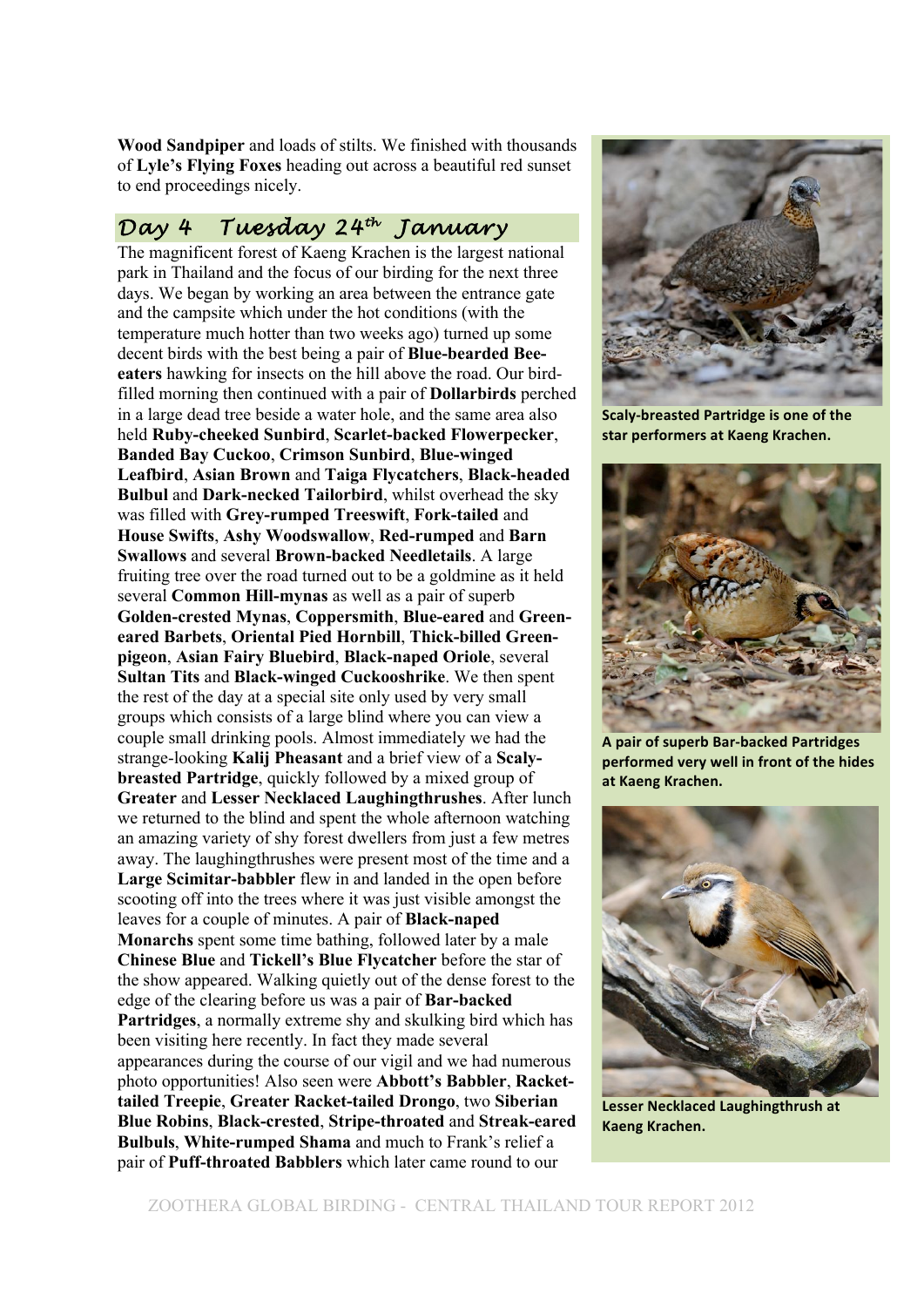**Wood Sandpiper** and loads of stilts. We finished with thousands of **Lyle's Flying Foxes** heading out across a beautiful red sunset to end proceedings nicely.

## Day 4 Tuesday 24th January

The magnificent forest of Kaeng Krachen is the largest national park in Thailand and the focus of our birding for the next three days. We began by working an area between the entrance gate and the campsite which under the hot conditions (with the temperature much hotter than two weeks ago) turned up some decent birds with the best being a pair of **Blue-bearded Bee-eaters** hawking for insects on the hill above the road. Our bird-filled morning then continued with a pair of **Dollarbirds** perched in a large dead tree beside a water hole, and the same area also held **Ruby-cheeked Sunbird**, **Scarlet-backed Flowerpecker**, **Banded Bay Cuckoo**, **Crimson Sunbird**, **Blue-winged Leafbird**, **Asian Brown** and **Taiga Flycatchers**, **Black-headed Bulbul** and **Dark-necked Tailorbird**, whilst overhead the sky was filled with **Grey-rumped Treeswift**, **Fork-tailed** and **House Swifts**, **Ashy Woodswallow**, **Red-rumped** and **Barn Swallows** and several **Brown-backed Needletails**. A large fruiting tree over the road turned out to be a goldmine as it held several **Common Hill-mynas** as well as a pair of superb **Golden-crested Mynas**, **Coppersmith**, **Blue-eared** and **Green-eared Barbets**, **Oriental Pied Hornbill**, **Thick-billed Green-pigeon**, **Asian Fairy Bluebird**, **Black-naped Oriole**, several **Sultan Tits** and **Black-winged Cuckooshrike**. We then spent the rest of the day at a special site only used by very small groups which consists of a large blind where you can view a couple small drinking pools. Almost immediately we had the strange-looking **Kalij Pheasant** and a brief view of a **Scaly-breasted Partridge**, quickly followed by a mixed group of **Greater** and **Lesser Necklaced Laughingthrushes**. After lunch we returned to the blind and spent the whole afternoon watching an amazing variety of shy forest dwellers from just a few metres away. The laughingthrushes were present most of the time and a **Large Scimitar-babbler** flew in and landed in the open before scooting off into the trees where it was just visible amongst the leaves for a couple of minutes. A pair of **Black-naped Monarchs** spent some time bathing, followed later by a male **Chinese Blue** and **Tickell's Blue Flycatcher** before the star of the show appeared. Walking quietly out of the dense forest to the edge of the clearing before us was a pair of **Bar-backed Partridges**, a normally extreme shy and skulking bird which has been visiting here recently. In fact they made several appearances during the course of our vigil and we had numerous photo opportunities! Also seen were **Abbott's Babbler**, **Racket-tailed Treepie**, **Greater Racket-tailed Drongo**, two **Siberian Blue Robins**, **Black-crested**, **Stripe-throated** and **Streak-eared Bulbuls**, **White-rumped Shama** and much to Frank's relief a pair of **Puff-throated Babblers** which later came round to our

**Scaly-breasted Partridge is one of the star performers at Kaeng Krachen.**

**A pair of superb Bar-backed Partridges performed very well in front of the hides at Kaeng Krachen.**

**Lesser Necklaced Laughingthrush at Kaeng Krachen.**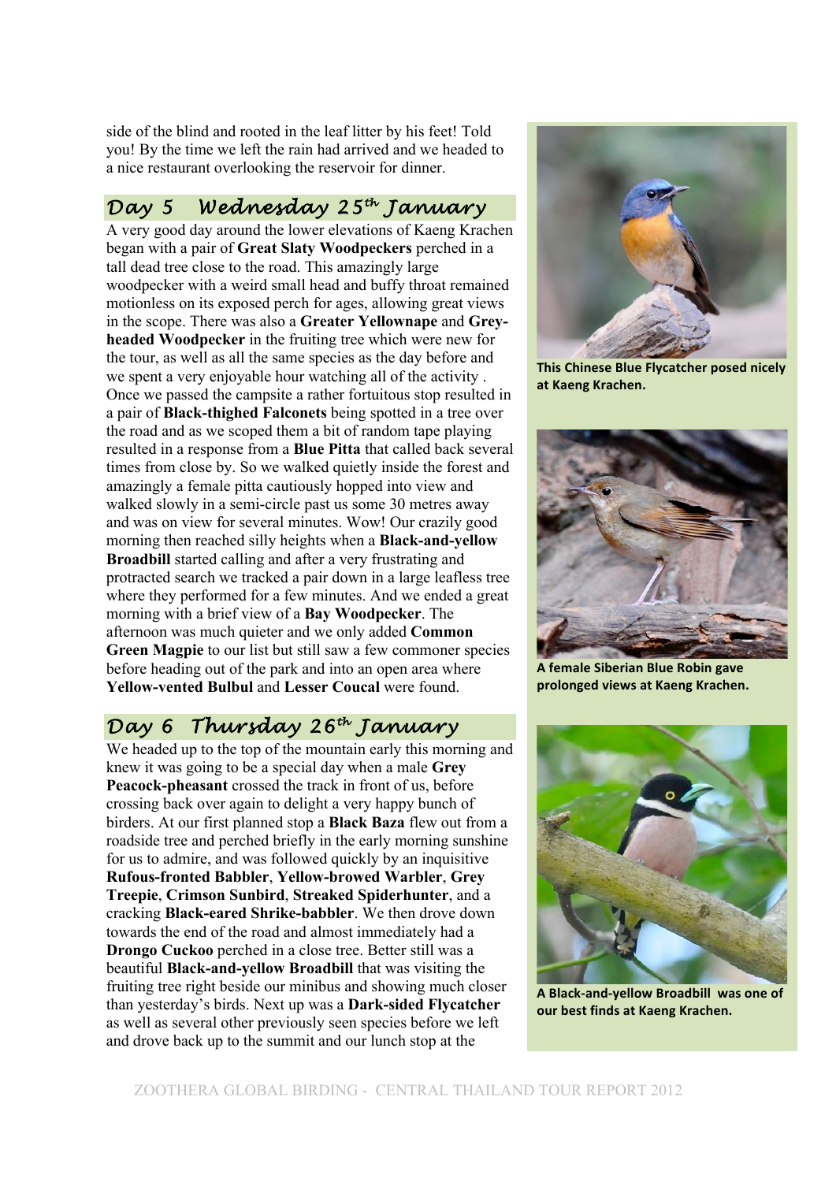side of the blind and rooted in the leaf litter by his feet! Told you! By the time we left the rain had arrived and we headed to a nice restaurant overlooking the reservoir for dinner.

## Day 5 Wednesday 25th January

A very good day around the lower elevations of Kaeng Krachen began with a pair of **Great Slaty Woodpeckers** perched in a tall dead tree close to the road. This amazingly large woodpecker with a weird small head and buffy throat remained motionless on its exposed perch for ages, allowing great views in the scope. There was also a **Greater Yellownape** and **Grey-headed Woodpecker** in the fruiting tree which were new for the tour, as well as all the same species as the day before and we spent a very enjoyable hour watching all of the activity . Once we passed the campsite a rather fortuitous stop resulted in a pair of **Black-thighed Falconets** being spotted in a tree over the road and as we scoped them a bit of random tape playing resulted in a response from a **Blue Pitta** that called back several times from close by. So we walked quietly inside the forest and amazingly a female pitta cautiously hopped into view and walked slowly in a semi-circle past us some 30 metres away and was on view for several minutes. Wow! Our crazily good morning then reached silly heights when a **Black-and-yellow Broadbill** started calling and after a very frustrating and protracted search we tracked a pair down in a large leafless tree where they performed for a few minutes. And we ended a great morning with a brief view of a **Bay Woodpecker**. The afternoon was much quieter and we only added **Common Green Magpie** to our list but still saw a few commoner species before heading out of the park and into an open area where **Yellow-vented Bulbul** and **Lesser Coucal** were found.

## Day 6 Thursday 26th January

We headed up to the top of the mountain early this morning and knew it was going to be a special day when a male **Grey Peacock-pheasant** crossed the track in front of us, before crossing back over again to delight a very happy bunch of birders. At our first planned stop a **Black Baza** flew out from a roadside tree and perched briefly in the early morning sunshine for us to admire, and was followed quickly by an inquisitive **Rufous-fronted Babbler**, **Yellow-browed Warbler**, **Grey Treepie**, **Crimson Sunbird**, **Streaked Spiderhunter**, and a cracking **Black-eared Shrike-babbler**. We then drove down towards the end of the road and almost immediately had a **Drongo Cuckoo** perched in a close tree. Better still was a beautiful **Black-and-yellow Broadbill** that was visiting the fruiting tree right beside our minibus and showing much closer than yesterday's birds. Next up was a **Dark-sided Flycatcher** as well as several other previously seen species before we left and drove back up to the summit and our lunch stop at the

**This Chinese Blue Flycatcher posed nicely at Kaeng Krachen.**

**A female Siberian Blue Robin gave prolonged views at Kaeng Krachen.**

**A Black-and-yellow Broadbill was one of our best finds at Kaeng Krachen.**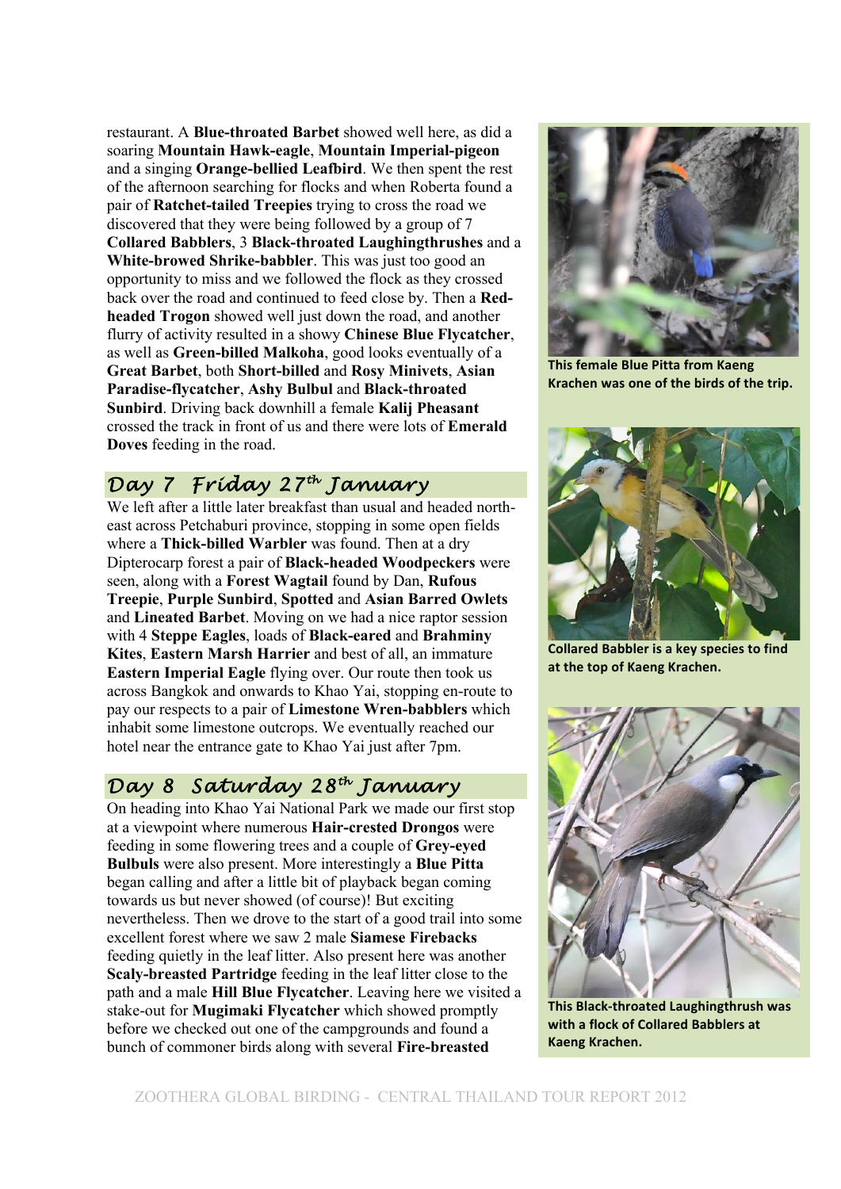restaurant. A **Blue-throated Barbet** showed well here, as did a soaring **Mountain Hawk-eagle**, **Mountain Imperial-pigeon** and a singing **Orange-bellied Leafbird**. We then spent the rest of the afternoon searching for flocks and when Roberta found a pair of **Ratchet-tailed Treepies** trying to cross the road we discovered that they were being followed by a group of 7 **Collared Babblers**, 3 **Black-throated Laughingthrushes** and a **White-browed Shrike-babbler**. This was just too good an opportunity to miss and we followed the flock as they crossed back over the road and continued to feed close by. Then a **Red-headed Trogon** showed well just down the road, and another flurry of activity resulted in a showy **Chinese Blue Flycatcher**, as well as **Green-billed Malkoha**, good looks eventually of a **Great Barbet**, both **Short-billed** and **Rosy Minivets**, **Asian Paradise-flycatcher**, **Ashy Bulbul** and **Black-throated Sunbird**. Driving back downhill a female **Kalij Pheasant** crossed the track in front of us and there were lots of **Emerald Doves** feeding in the road.

## Day 7 Friday 27th January

We left after a little later breakfast than usual and headed north-east across Petchaburi province, stopping in some open fields where a **Thick-billed Warbler** was found. Then at a dry Dipterocarp forest a pair of **Black-headed Woodpeckers** were seen, along with a **Forest Wagtail** found by Dan, **Rufous Treepie**, **Purple Sunbird**, **Spotted** and **Asian Barred Owlets** and **Lineated Barbet**. Moving on we had a nice raptor session with 4 **Steppe Eagles**, loads of **Black-eared** and **Brahminy Kites**, **Eastern Marsh Harrier** and best of all, an immature **Eastern Imperial Eagle** flying over. Our route then took us across Bangkok and onwards to Khao Yai, stopping en-route to pay our respects to a pair of **Limestone Wren-babblers** which inhabit some limestone outcrops. We eventually reached our hotel near the entrance gate to Khao Yai just after 7pm.

## Day 8 Saturday 28th January

On heading into Khao Yai National Park we made our first stop at a viewpoint where numerous **Hair-crested Drongos** were feeding in some flowering trees and a couple of **Grey-eyed Bulbuls** were also present. More interestingly a **Blue Pitta** began calling and after a little bit of playback began coming towards us but never showed (of course)! But exciting nevertheless. Then we drove to the start of a good trail into some excellent forest where we saw 2 male **Siamese Firebacks** feeding quietly in the leaf litter. Also present here was another **Scaly-breasted Partridge** feeding in the leaf litter close to the path and a male **Hill Blue Flycatcher**. Leaving here we visited a stake-out for **Mugimaki Flycatcher** which showed promptly before we checked out one of the campgrounds and found a bunch of commoner birds along with several **Fire-breasted**

**This female Blue Pitta from Kaeng Krachen was one of the birds of the trip.**

**Collared Babbler is a key species to find at the top of Kaeng Krachen.**

**This Black-throated Laughingthrush was with a flock of Collared Babblers at Kaeng Krachen.**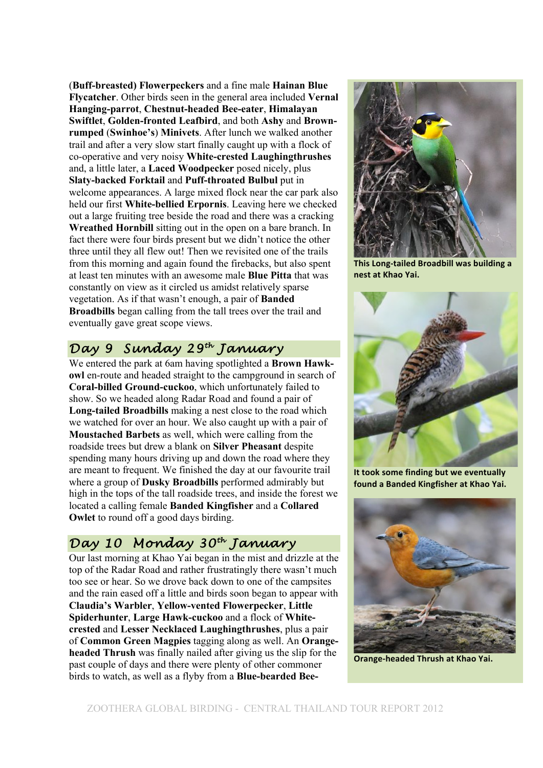(**Buff-breasted) Flowerpeckers** and a fine male **Hainan Blue Flycatcher**. Other birds seen in the general area included **Vernal Hanging-parrot**, **Chestnut-headed Bee-eater**, **Himalayan Swiftlet**, **Golden-fronted Leafbird**, and both **Ashy** and **Brown-rumped** (**Swinhoe's**) **Minivets**. After lunch we walked another trail and after a very slow start finally caught up with a flock of co-operative and very noisy **White-crested Laughingthrushes** and, a little later, a **Laced Woodpecker** posed nicely, plus **Slaty-backed Forktail** and **Puff-throated Bulbul** put in welcome appearances. A large mixed flock near the car park also held our first **White-bellied Erpornis**. Leaving here we checked out a large fruiting tree beside the road and there was a cracking **Wreathed Hornbill** sitting out in the open on a bare branch. In fact there were four birds present but we didn't notice the other three until they all flew out! Then we revisited one of the trails from this morning and again found the firebacks, but also spent at least ten minutes with an awesome male **Blue Pitta** that was constantly on view as it circled us amidst relatively sparse vegetation. As if that wasn't enough, a pair of **Banded Broadbills** began calling from the tall trees over the trail and eventually gave great scope views.

## Day 9 Sunday 29th January

We entered the park at 6am having spotlighted a **Brown Hawk-owl** en-route and headed straight to the campground in search of **Coral-billed Ground-cuckoo**, which unfortunately failed to show. So we headed along Radar Road and found a pair of **Long-tailed Broadbills** making a nest close to the road which we watched for over an hour. We also caught up with a pair of **Moustached Barbets** as well, which were calling from the roadside trees but drew a blank on **Silver Pheasant** despite spending many hours driving up and down the road where they are meant to frequent. We finished the day at our favourite trail where a group of **Dusky Broadbills** performed admirably but high in the tops of the tall roadside trees, and inside the forest we located a calling female **Banded Kingfisher** and a **Collared Owlet** to round off a good days birding.

## Day 10 Monday 30th January

Our last morning at Khao Yai began in the mist and drizzle at the top of the Radar Road and rather frustratingly there wasn't much too see or hear. So we drove back down to one of the campsites and the rain eased off a little and birds soon began to appear with **Claudia's Warbler**, **Yellow-vented Flowerpecker**, **Little Spiderhunter**, **Large Hawk-cuckoo** and a flock of **White-crested** and **Lesser Necklaced Laughingthrushes**, plus a pair of **Common Green Magpies** tagging along as well. An **Orange-headed Thrush** was finally nailed after giving us the slip for the past couple of days and there were plenty of other commoner birds to watch, as well as a flyby from a **Blue-bearded Bee-**

**This Long-tailed Broadbill was building a nest at Khao Yai.**

**It took some finding but we eventually found a Banded Kingfisher at Khao Yai.**

**Orange-headed Thrush at Khao Yai.**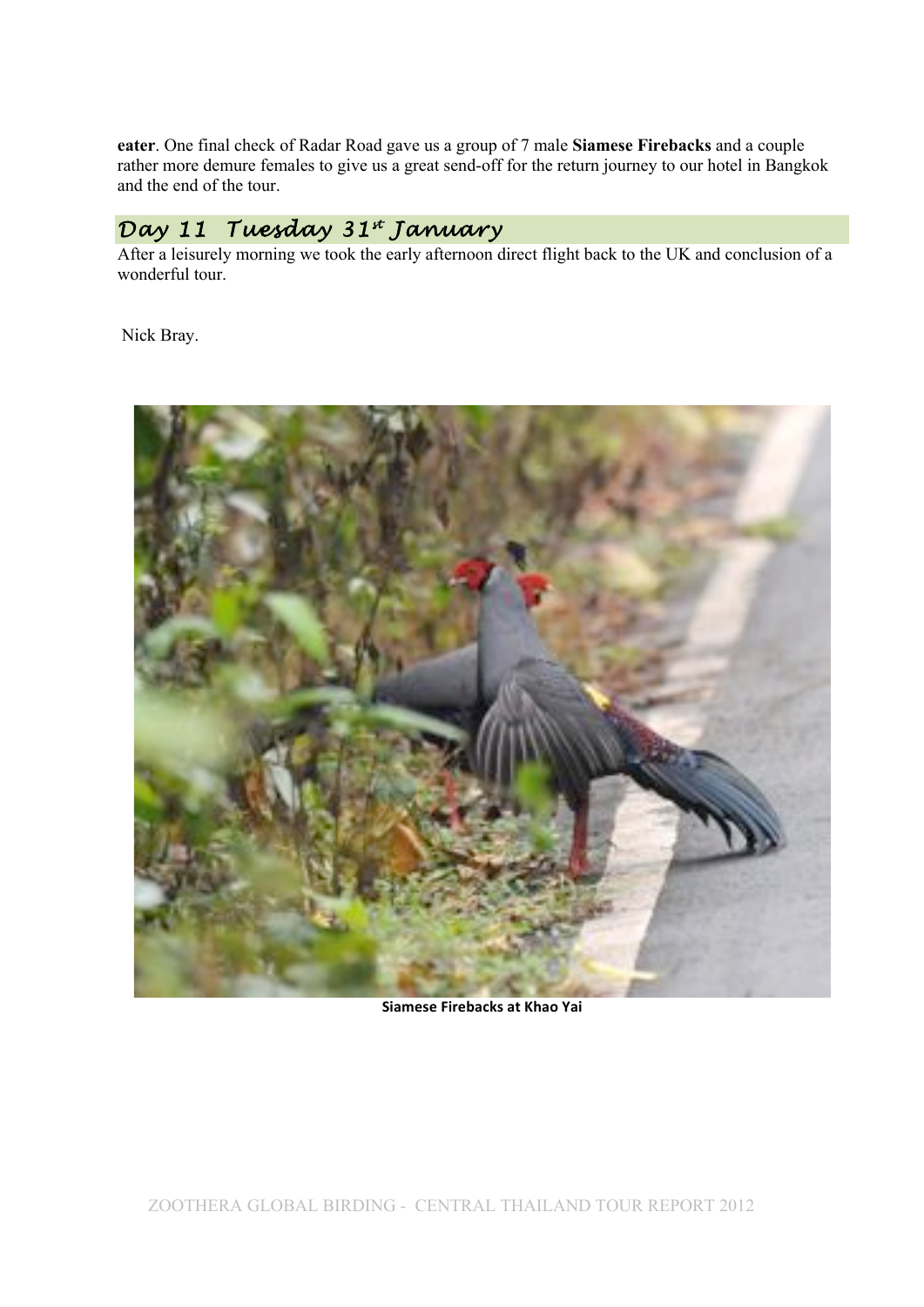**eater**. One final check of Radar Road gave us a group of 7 male **Siamese Firebacks** and a couple rather more demure females to give us a great send-off for the return journey to our hotel in Bangkok and the end of the tour.

## Day 11 Tuesday 31st January

After a leisurely morning we took the early afternoon direct flight back to the UK and conclusion of a wonderful tour.

Nick Bray.

**Siamese Firebacks at Khao Yai**